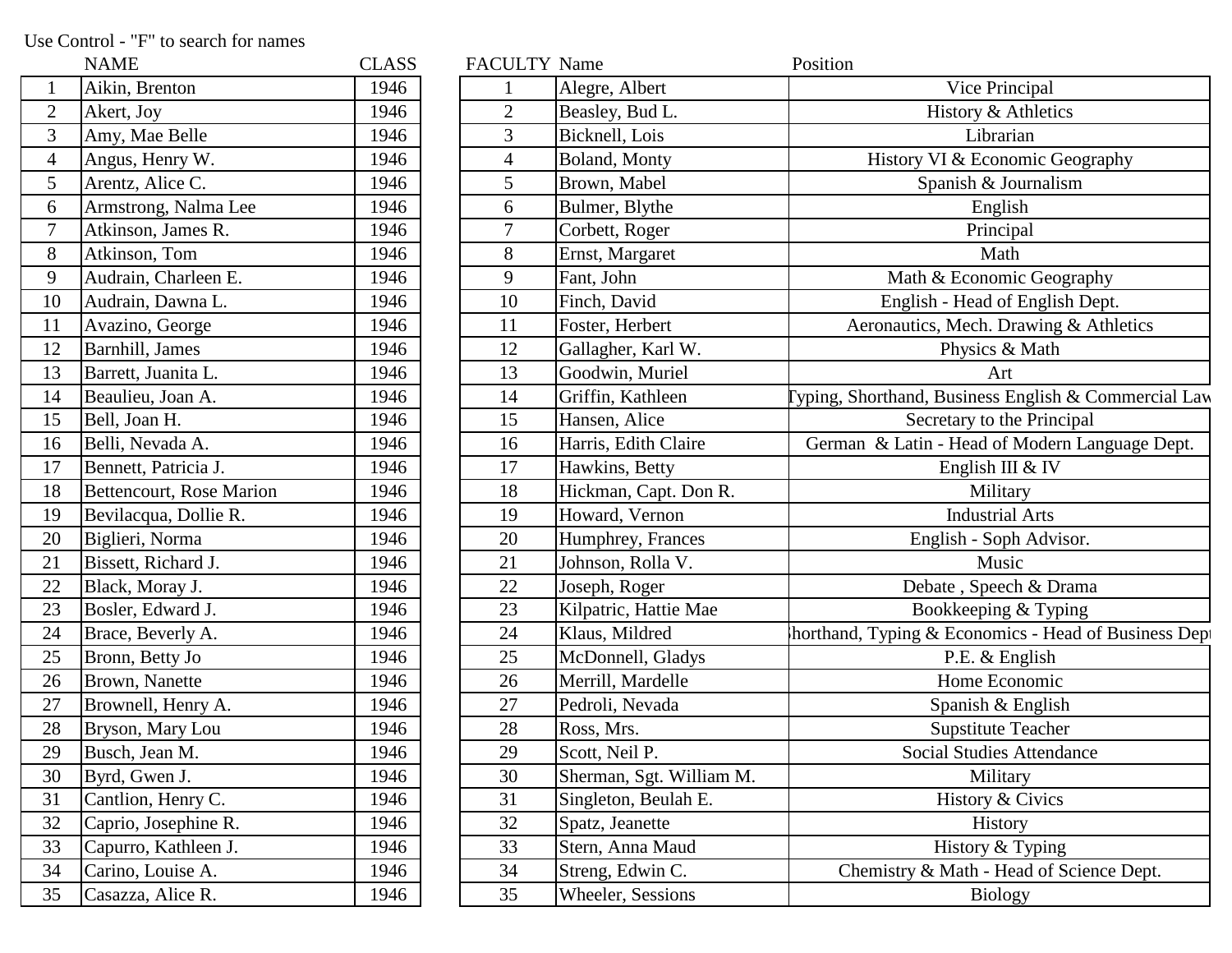Use Control - "F" to search for names

| | NAME | CLASS |
|---|---|---|
| 1 | Aikin, Brenton | 1946 |
| 2 | Akert, Joy | 1946 |
| 3 | Amy, Mae Belle | 1946 |
| 4 | Angus, Henry W. | 1946 |
| 5 | Arentz, Alice C. | 1946 |
| 6 | Armstrong, Nalma Lee | 1946 |
| 7 | Atkinson, James R. | 1946 |
| 8 | Atkinson, Tom | 1946 |
| 9 | Audrain, Charleen E. | 1946 |
| 10 | Audrain, Dawna L. | 1946 |
| 11 | Avazino, George | 1946 |
| 12 | Barnhill, James | 1946 |
| 13 | Barrett, Juanita L. | 1946 |
| 14 | Beaulieu, Joan A. | 1946 |
| 15 | Bell, Joan H. | 1946 |
| 16 | Belli, Nevada A. | 1946 |
| 17 | Bennett, Patricia J. | 1946 |
| 18 | Bettencourt, Rose Marion | 1946 |
| 19 | Bevilacqua, Dollie R. | 1946 |
| 20 | Biglieri, Norma | 1946 |
| 21 | Bissett, Richard J. | 1946 |
| 22 | Black, Moray J. | 1946 |
| 23 | Bosler, Edward J. | 1946 |
| 24 | Brace, Beverly A. | 1946 |
| 25 | Bronn, Betty Jo | 1946 |
| 26 | Brown, Nanette | 1946 |
| 27 | Brownell, Henry A. | 1946 |
| 28 | Bryson, Mary Lou | 1946 |
| 29 | Busch, Jean M. | 1946 |
| 30 | Byrd, Gwen J. | 1946 |
| 31 | Cantlion, Henry C. | 1946 |
| 32 | Caprio, Josephine R. | 1946 |
| 33 | Capurro, Kathleen J. | 1946 |
| 34 | Carino, Louise A. | 1946 |
| 35 | Casazza, Alice R. | 1946 |

| FACULTY | Name | Position |
|---|---|---|
| 1 | Alegre, Albert | Vice Principal |
| 2 | Beasley, Bud L. | History & Athletics |
| 3 | Bicknell, Lois | Librarian |
| 4 | Boland, Monty | History VI & Economic Geography |
| 5 | Brown, Mabel | Spanish & Journalism |
| 6 | Bulmer, Blythe | English |
| 7 | Corbett, Roger | Principal |
| 8 | Ernst, Margaret | Math |
| 9 | Fant, John | Math & Economic Geography |
| 10 | Finch, David | English - Head of English Dept. |
| 11 | Foster, Herbert | Aeronautics, Mech. Drawing & Athletics |
| 12 | Gallagher, Karl W. | Physics & Math |
| 13 | Goodwin, Muriel | Art |
| 14 | Griffin, Kathleen | Typing, Shorthand, Business English & Commercial Law |
| 15 | Hansen, Alice | Secretary to the Principal |
| 16 | Harris, Edith Claire | German & Latin - Head of Modern Language Dept. |
| 17 | Hawkins, Betty | English III & IV |
| 18 | Hickman, Capt. Don R. | Military |
| 19 | Howard, Vernon | Industrial Arts |
| 20 | Humphrey, Frances | English - Soph Advisor. |
| 21 | Johnson, Rolla V. | Music |
| 22 | Joseph, Roger | Debate , Speech & Drama |
| 23 | Kilpatric, Hattie Mae | Bookkeeping & Typing |
| 24 | Klaus, Mildred | Shorthand, Typing & Economics - Head of Business Dept |
| 25 | McDonnell, Gladys | P.E. & English |
| 26 | Merrill, Mardelle | Home Economic |
| 27 | Pedroli, Nevada | Spanish & English |
| 28 | Ross, Mrs. | Supstitute Teacher |
| 29 | Scott, Neil P. | Social Studies Attendance |
| 30 | Sherman, Sgt. William M. | Military |
| 31 | Singleton, Beulah E. | History & Civics |
| 32 | Spatz, Jeanette | History |
| 33 | Stern, Anna Maud | History & Typing |
| 34 | Streng, Edwin C. | Chemistry & Math - Head of Science Dept. |
| 35 | Wheeler, Sessions | Biology |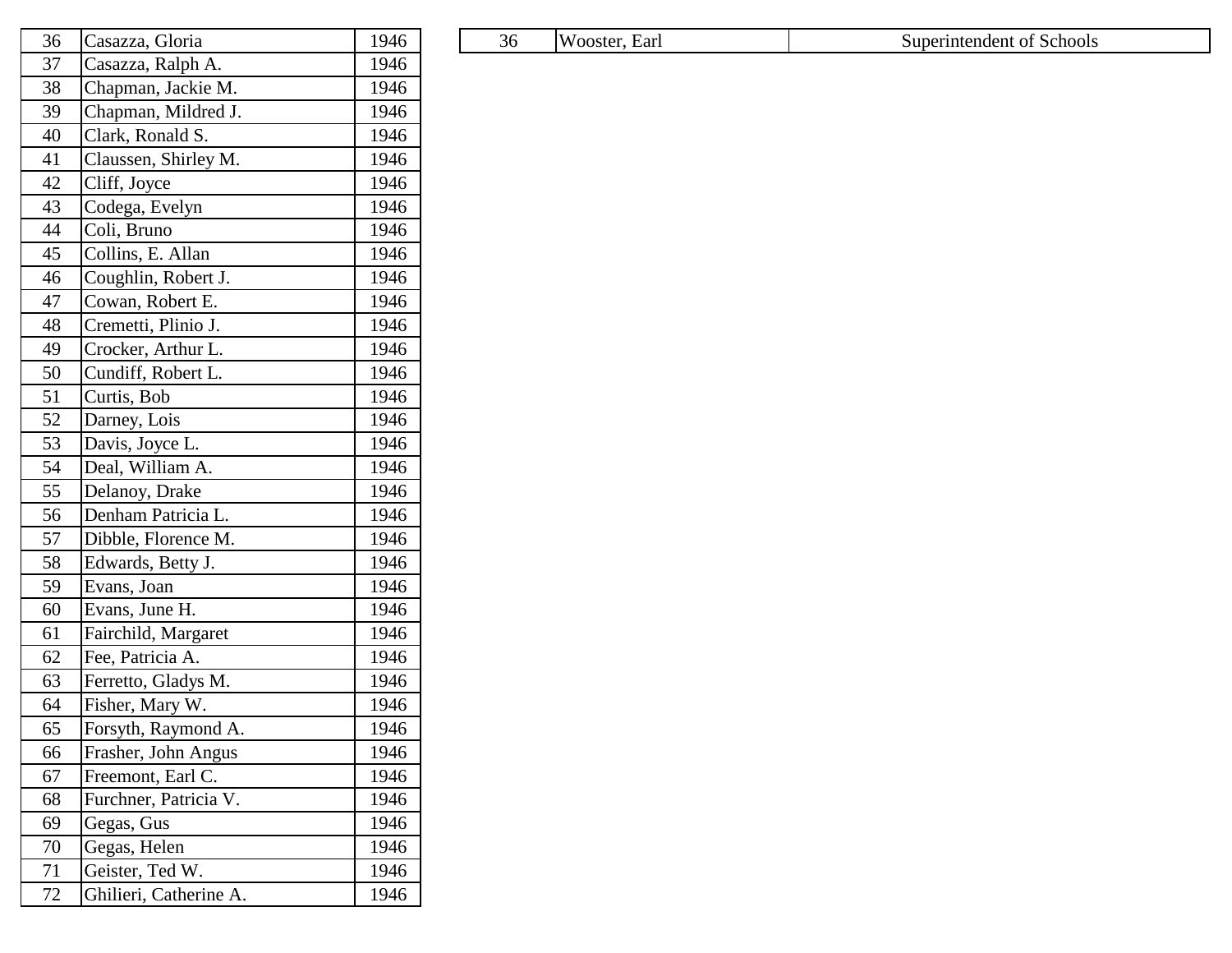| 36 | Casazza, Gloria | 1946 |
|---|---|---|
| 37 | Casazza, Ralph A. | 1946 |
| 38 | Chapman, Jackie M. | 1946 |
| 39 | Chapman, Mildred J. | 1946 |
| 40 | Clark, Ronald S. | 1946 |
| 41 | Claussen, Shirley M. | 1946 |
| 42 | Cliff, Joyce | 1946 |
| 43 | Codega, Evelyn | 1946 |
| 44 | Coli, Bruno | 1946 |
| 45 | Collins, E. Allan | 1946 |
| 46 | Coughlin, Robert J. | 1946 |
| 47 | Cowan, Robert E. | 1946 |
| 48 | Cremetti, Plinio J. | 1946 |
| 49 | Crocker, Arthur L. | 1946 |
| 50 | Cundiff, Robert L. | 1946 |
| 51 | Curtis, Bob | 1946 |
| 52 | Darney, Lois | 1946 |
| 53 | Davis, Joyce L. | 1946 |
| 54 | Deal, William A. | 1946 |
| 55 | Delanoy, Drake | 1946 |
| 56 | Denham Patricia L. | 1946 |
| 57 | Dibble, Florence M. | 1946 |
| 58 | Edwards, Betty J. | 1946 |
| 59 | Evans, Joan | 1946 |
| 60 | Evans, June H. | 1946 |
| 61 | Fairchild, Margaret | 1946 |
| 62 | Fee, Patricia A. | 1946 |
| 63 | Ferretto, Gladys M. | 1946 |
| 64 | Fisher, Mary W. | 1946 |
| 65 | Forsyth, Raymond A. | 1946 |
| 66 | Frasher, John Angus | 1946 |
| 67 | Freemont, Earl C. | 1946 |
| 68 | Furchner, Patricia V. | 1946 |
| 69 | Gegas, Gus | 1946 |
| 70 | Gegas, Helen | 1946 |
| 71 | Geister, Ted W. | 1946 |
| 72 | Ghilieri, Catherine A. | 1946 |

| 36 | Wooster, Earl | Superintendent of Schools |
|---|---|---|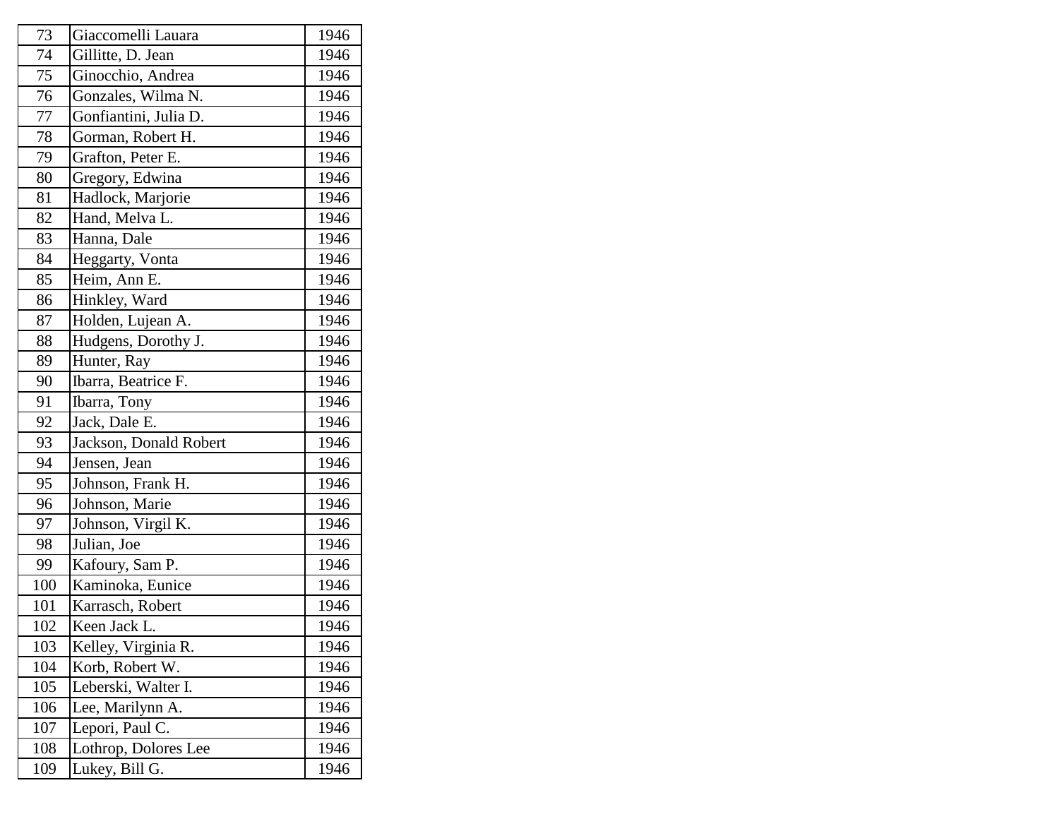| | | |
|---|---|---|
| 73 | Giaccomelli Lauara | 1946 |
| 74 | Gillitte, D. Jean | 1946 |
| 75 | Ginocchio, Andrea | 1946 |
| 76 | Gonzales, Wilma N. | 1946 |
| 77 | Gonfiantini, Julia D. | 1946 |
| 78 | Gorman, Robert H. | 1946 |
| 79 | Grafton, Peter E. | 1946 |
| 80 | Gregory, Edwina | 1946 |
| 81 | Hadlock, Marjorie | 1946 |
| 82 | Hand, Melva L. | 1946 |
| 83 | Hanna, Dale | 1946 |
| 84 | Heggarty, Vonta | 1946 |
| 85 | Heim, Ann E. | 1946 |
| 86 | Hinkley, Ward | 1946 |
| 87 | Holden, Lujean A. | 1946 |
| 88 | Hudgens, Dorothy J. | 1946 |
| 89 | Hunter, Ray | 1946 |
| 90 | Ibarra, Beatrice F. | 1946 |
| 91 | Ibarra, Tony | 1946 |
| 92 | Jack, Dale E. | 1946 |
| 93 | Jackson, Donald Robert | 1946 |
| 94 | Jensen, Jean | 1946 |
| 95 | Johnson, Frank H. | 1946 |
| 96 | Johnson, Marie | 1946 |
| 97 | Johnson, Virgil K. | 1946 |
| 98 | Julian, Joe | 1946 |
| 99 | Kafoury, Sam P. | 1946 |
| 100 | Kaminoka, Eunice | 1946 |
| 101 | Karrasch, Robert | 1946 |
| 102 | Keen Jack L. | 1946 |
| 103 | Kelley, Virginia R. | 1946 |
| 104 | Korb, Robert W. | 1946 |
| 105 | Leberski, Walter I. | 1946 |
| 106 | Lee, Marilynn A. | 1946 |
| 107 | Lepori, Paul C. | 1946 |
| 108 | Lothrop, Dolores Lee | 1946 |
| 109 | Lukey, Bill G. | 1946 |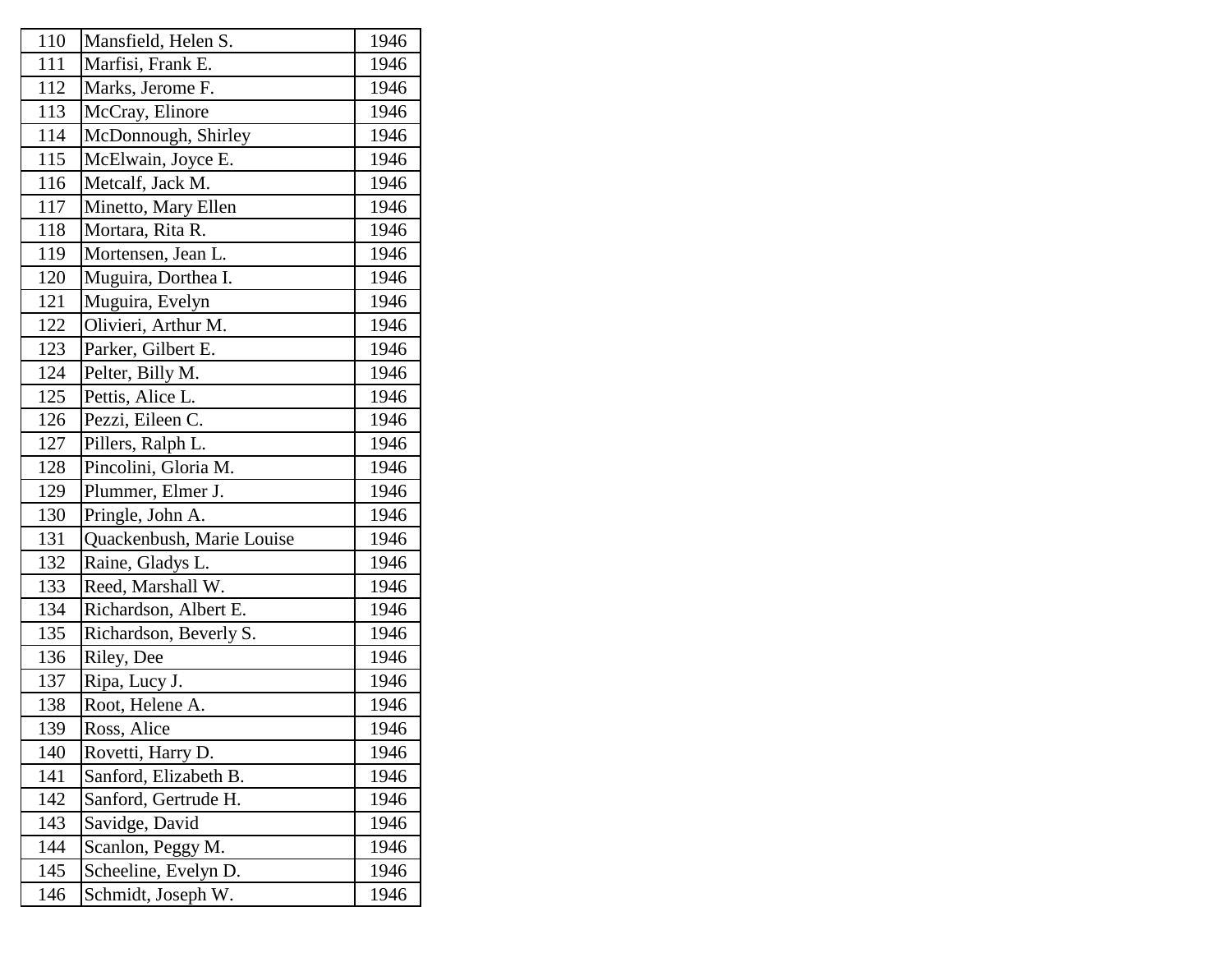| 110 | Mansfield, Helen S. | 1946 |
|---|---|---|
| 111 | Marfisi, Frank E. | 1946 |
| 112 | Marks, Jerome F. | 1946 |
| 113 | McCray, Elinore | 1946 |
| 114 | McDonnough, Shirley | 1946 |
| 115 | McElwain, Joyce E. | 1946 |
| 116 | Metcalf, Jack M. | 1946 |
| 117 | Minetto, Mary Ellen | 1946 |
| 118 | Mortara, Rita R. | 1946 |
| 119 | Mortensen, Jean L. | 1946 |
| 120 | Muguira, Dorthea I. | 1946 |
| 121 | Muguira, Evelyn | 1946 |
| 122 | Olivieri, Arthur M. | 1946 |
| 123 | Parker, Gilbert E. | 1946 |
| 124 | Pelter, Billy M. | 1946 |
| 125 | Pettis, Alice L. | 1946 |
| 126 | Pezzi, Eileen C. | 1946 |
| 127 | Pillers, Ralph L. | 1946 |
| 128 | Pincolini, Gloria M. | 1946 |
| 129 | Plummer, Elmer J. | 1946 |
| 130 | Pringle, John A. | 1946 |
| 131 | Quackenbush, Marie Louise | 1946 |
| 132 | Raine, Gladys L. | 1946 |
| 133 | Reed, Marshall W. | 1946 |
| 134 | Richardson, Albert E. | 1946 |
| 135 | Richardson, Beverly S. | 1946 |
| 136 | Riley, Dee | 1946 |
| 137 | Ripa, Lucy J. | 1946 |
| 138 | Root, Helene A. | 1946 |
| 139 | Ross, Alice | 1946 |
| 140 | Rovetti, Harry D. | 1946 |
| 141 | Sanford, Elizabeth B. | 1946 |
| 142 | Sanford, Gertrude H. | 1946 |
| 143 | Savidge, David | 1946 |
| 144 | Scanlon, Peggy M. | 1946 |
| 145 | Scheeline, Evelyn D. | 1946 |
| 146 | Schmidt, Joseph W. | 1946 |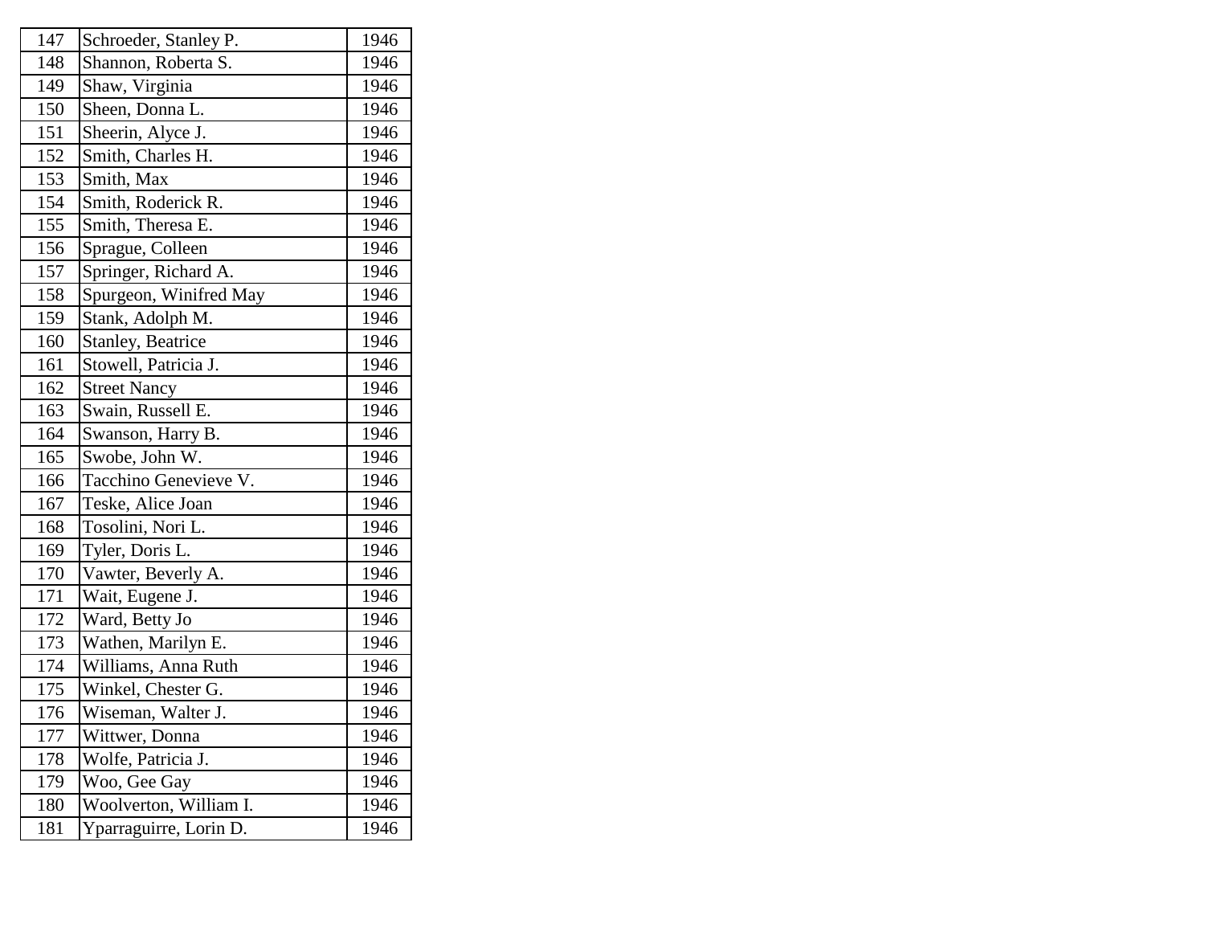| | | |
|---|---|---|
| 147 | Schroeder, Stanley P. | 1946 |
| 148 | Shannon, Roberta S. | 1946 |
| 149 | Shaw, Virginia | 1946 |
| 150 | Sheen, Donna L. | 1946 |
| 151 | Sheerin, Alyce J. | 1946 |
| 152 | Smith, Charles H. | 1946 |
| 153 | Smith, Max | 1946 |
| 154 | Smith, Roderick R. | 1946 |
| 155 | Smith, Theresa E. | 1946 |
| 156 | Sprague, Colleen | 1946 |
| 157 | Springer, Richard A. | 1946 |
| 158 | Spurgeon, Winifred May | 1946 |
| 159 | Stank, Adolph M. | 1946 |
| 160 | Stanley, Beatrice | 1946 |
| 161 | Stowell, Patricia J. | 1946 |
| 162 | Street Nancy | 1946 |
| 163 | Swain, Russell E. | 1946 |
| 164 | Swanson, Harry B. | 1946 |
| 165 | Swobe, John W. | 1946 |
| 166 | Tacchino Genevieve V. | 1946 |
| 167 | Teske, Alice Joan | 1946 |
| 168 | Tosolini, Nori L. | 1946 |
| 169 | Tyler, Doris L. | 1946 |
| 170 | Vawter, Beverly A. | 1946 |
| 171 | Wait, Eugene J. | 1946 |
| 172 | Ward, Betty Jo | 1946 |
| 173 | Wathen, Marilyn E. | 1946 |
| 174 | Williams, Anna Ruth | 1946 |
| 175 | Winkel, Chester G. | 1946 |
| 176 | Wiseman, Walter J. | 1946 |
| 177 | Wittwer, Donna | 1946 |
| 178 | Wolfe, Patricia J. | 1946 |
| 179 | Woo, Gee Gay | 1946 |
| 180 | Woolverton, William I. | 1946 |
| 181 | Yparraguirre, Lorin D. | 1946 |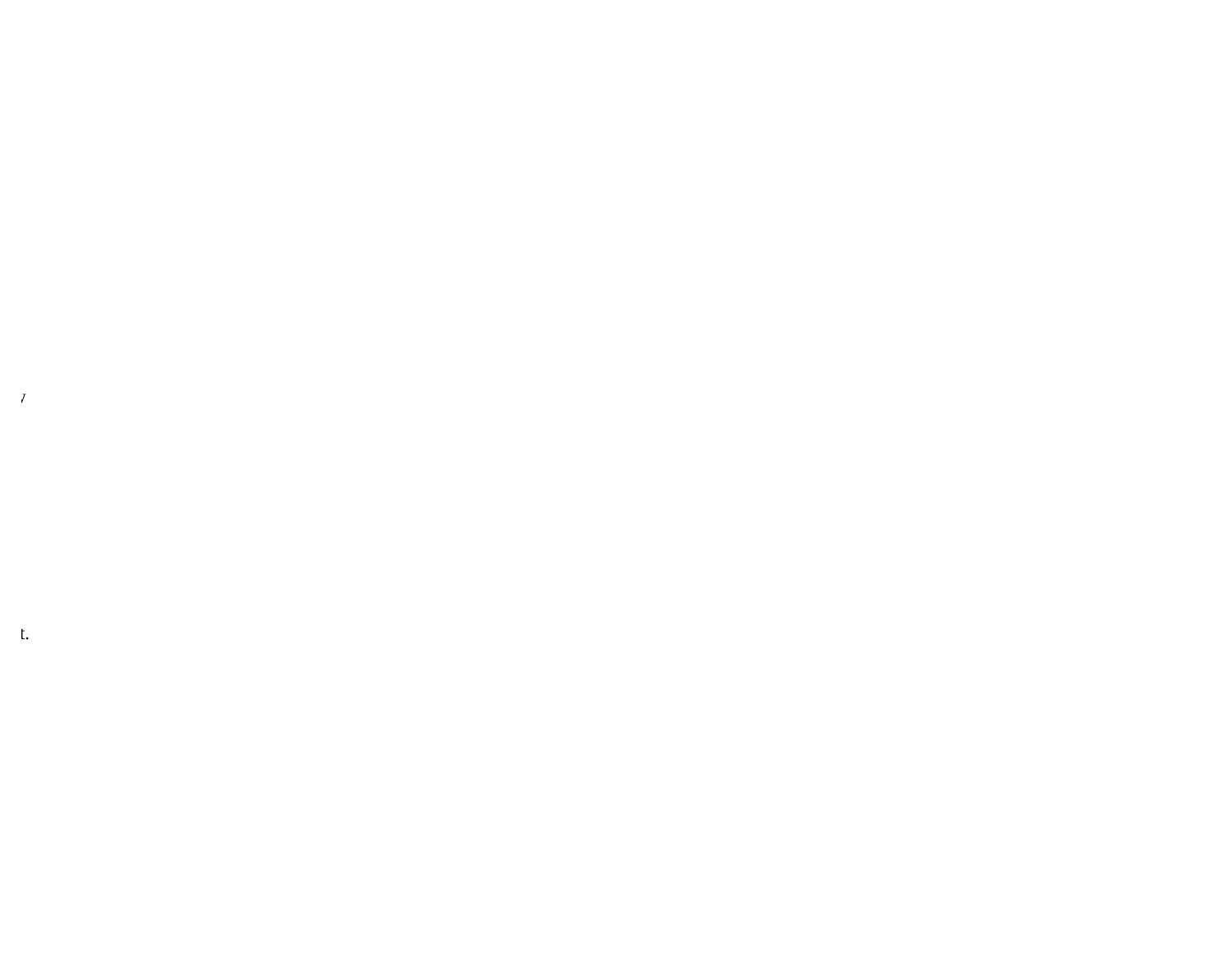/

t.